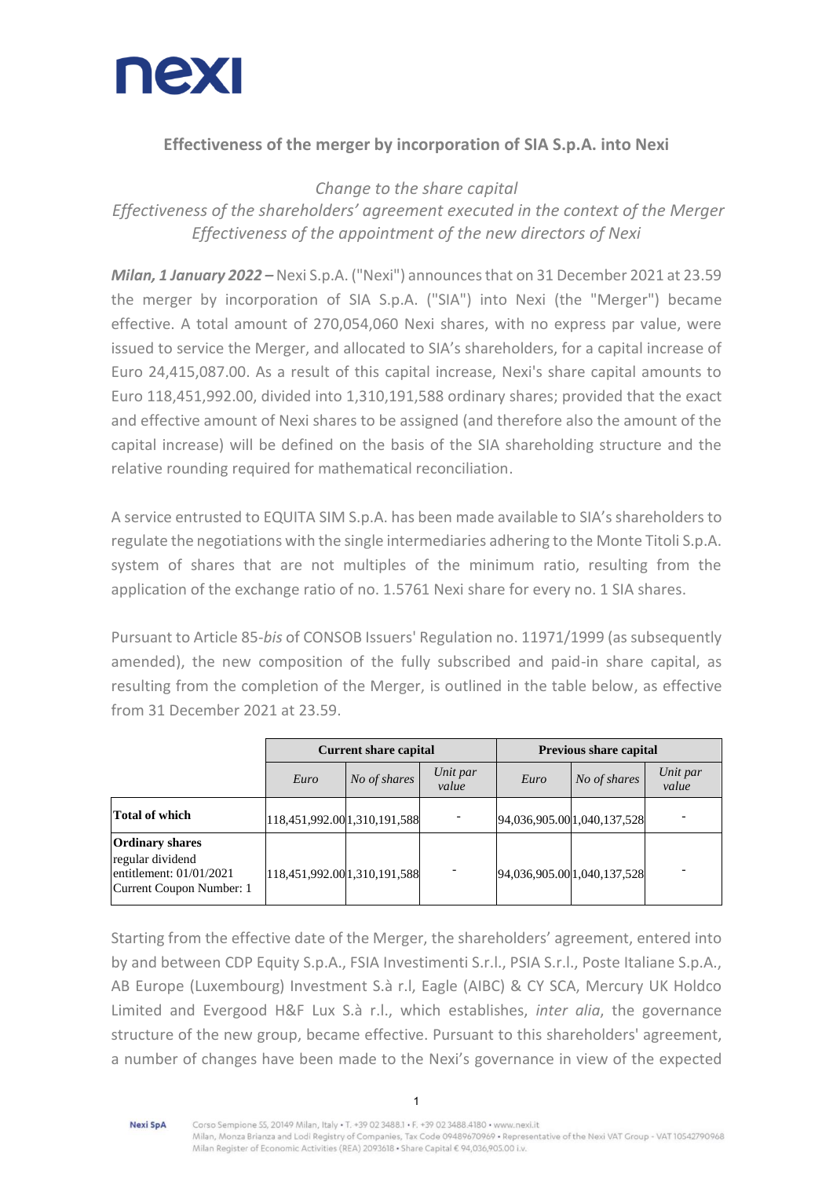## Effectiveness of the merger by incorporation of SIA S.p.A. into Nexi

*Change to the share capital*
*Effectiveness of the shareholders' agreement executed in the context of the Merger*
*Effectiveness of the appointment of the new directors of Nexi*

***Milan, 1 January 2022 –*** Nexi S.p.A. ("Nexi") announces that on 31 December 2021 at 23.59 the merger by incorporation of SIA S.p.A. ("SIA") into Nexi (the "Merger") became effective. A total amount of 270,054,060 Nexi shares, with no express par value, were issued to service the Merger, and allocated to SIA's shareholders, for a capital increase of Euro 24,415,087.00. As a result of this capital increase, Nexi's share capital amounts to Euro 118,451,992.00, divided into 1,310,191,588 ordinary shares; provided that the exact and effective amount of Nexi shares to be assigned (and therefore also the amount of the capital increase) will be defined on the basis of the SIA shareholding structure and the relative rounding required for mathematical reconciliation.

A service entrusted to EQUITA SIM S.p.A. has been made available to SIA's shareholders to regulate the negotiations with the single intermediaries adhering to the Monte Titoli S.p.A. system of shares that are not multiples of the minimum ratio, resulting from the application of the exchange ratio of no. 1.5761 Nexi share for every no. 1 SIA shares.

Pursuant to Article 85-*bis* of CONSOB Issuers' Regulation no. 11971/1999 (as subsequently amended), the new composition of the fully subscribed and paid-in share capital, as resulting from the completion of the Merger, is outlined in the table below, as effective from 31 December 2021 at 23.59.

| | Current share capital | | | Previous share capital | | |
|---|---|---|---|---|---|---|
| | *Euro* | *No of shares* | *Unit par value* | *Euro* | *No of shares* | *Unit par value* |
| **Total of which** | 118,451,992.00 | 1,310,191,588 | - | 94,036,905.00 | 1,040,137,528 | - |
| **Ordinary shares** regular dividend entitlement: 01/01/2021 Current Coupon Number: 1 | 118,451,992.00 | 1,310,191,588 | - | 94,036,905.00 | 1,040,137,528 | - |

Starting from the effective date of the Merger, the shareholders' agreement, entered into by and between CDP Equity S.p.A., FSIA Investimenti S.r.l., PSIA S.r.l., Poste Italiane S.p.A., AB Europe (Luxembourg) Investment S.à r.l, Eagle (AIBC) & CY SCA, Mercury UK Holdco Limited and Evergood H&F Lux S.à r.l., which establishes, *inter alia*, the governance structure of the new group, became effective. Pursuant to this shareholders' agreement, a number of changes have been made to the Nexi's governance in view of the expected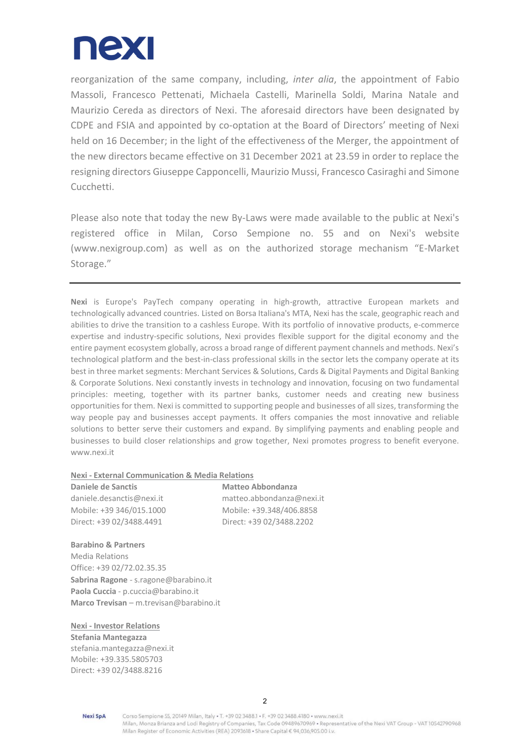reorganization of the same company, including, *inter alia*, the appointment of Fabio Massoli, Francesco Pettenati, Michaela Castelli, Marinella Soldi, Marina Natale and Maurizio Cereda as directors of Nexi. The aforesaid directors have been designated by CDPE and FSIA and appointed by co-optation at the Board of Directors' meeting of Nexi held on 16 December; in the light of the effectiveness of the Merger, the appointment of the new directors became effective on 31 December 2021 at 23.59 in order to replace the resigning directors Giuseppe Capponcelli, Maurizio Mussi, Francesco Casiraghi and Simone Cucchetti.

Please also note that today the new By-Laws were made available to the public at Nexi's registered office in Milan, Corso Sempione no. 55 and on Nexi's website (www.nexigroup.com) as well as on the authorized storage mechanism "E-Market Storage."

---

**Nexi** is Europe's PayTech company operating in high-growth, attractive European markets and technologically advanced countries. Listed on Borsa Italiana's MTA, Nexi has the scale, geographic reach and abilities to drive the transition to a cashless Europe. With its portfolio of innovative products, e-commerce expertise and industry-specific solutions, Nexi provides flexible support for the digital economy and the entire payment ecosystem globally, across a broad range of different payment channels and methods. Nexi's technological platform and the best-in-class professional skills in the sector lets the company operate at its best in three market segments: Merchant Services & Solutions, Cards & Digital Payments and Digital Banking & Corporate Solutions. Nexi constantly invests in technology and innovation, focusing on two fundamental principles: meeting, together with its partner banks, customer needs and creating new business opportunities for them. Nexi is committed to supporting people and businesses of all sizes, transforming the way people pay and businesses accept payments. It offers companies the most innovative and reliable solutions to better serve their customers and expand. By simplifying payments and enabling people and businesses to build closer relationships and grow together, Nexi promotes progress to benefit everyone. www.nexi.it

**Nexi - External Communication & Media Relations**

**Daniele de Sanctis**
daniele.desanctis@nexi.it
Mobile: +39 346/015.1000
Direct: +39 02/3488.4491

**Matteo Abbondanza**
matteo.abbondanza@nexi.it
Mobile: +39.348/406.8858
Direct: +39 02/3488.2202

**Barabino & Partners**
Media Relations
Office: +39 02/72.02.35.35
**Sabrina Ragone** - s.ragone@barabino.it
**Paola Cuccia** - p.cuccia@barabino.it
**Marco Trevisan** – m.trevisan@barabino.it

**Nexi - Investor Relations**

**Stefania Mantegazza**
stefania.mantegazza@nexi.it
Mobile: +39.335.5805703
Direct: +39 02/3488.8216

**Nexi SpA** Corso Sempione 55, 20149 Milan, Italy • T. +39 02 3488.1 • F. +39 02 3488.4180 • www.nexi.it
Milan, Monza Brianza and Lodi Registry of Companies, Tax Code 09489670969 • Representative of the Nexi VAT Group - VAT 10542790968
Milan Register of Economic Activities (REA) 2093618 • Share Capital € 94,036,905.00 i.v.